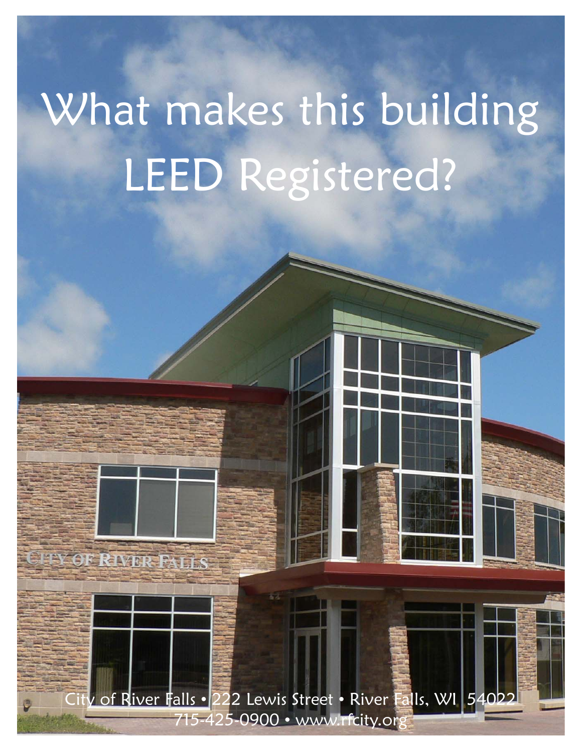# What makes this building LEED Registered?

City of River Falls • 222 Lewis Street • River Falls, WI 54022
715-425-0900 • www.rfcity.org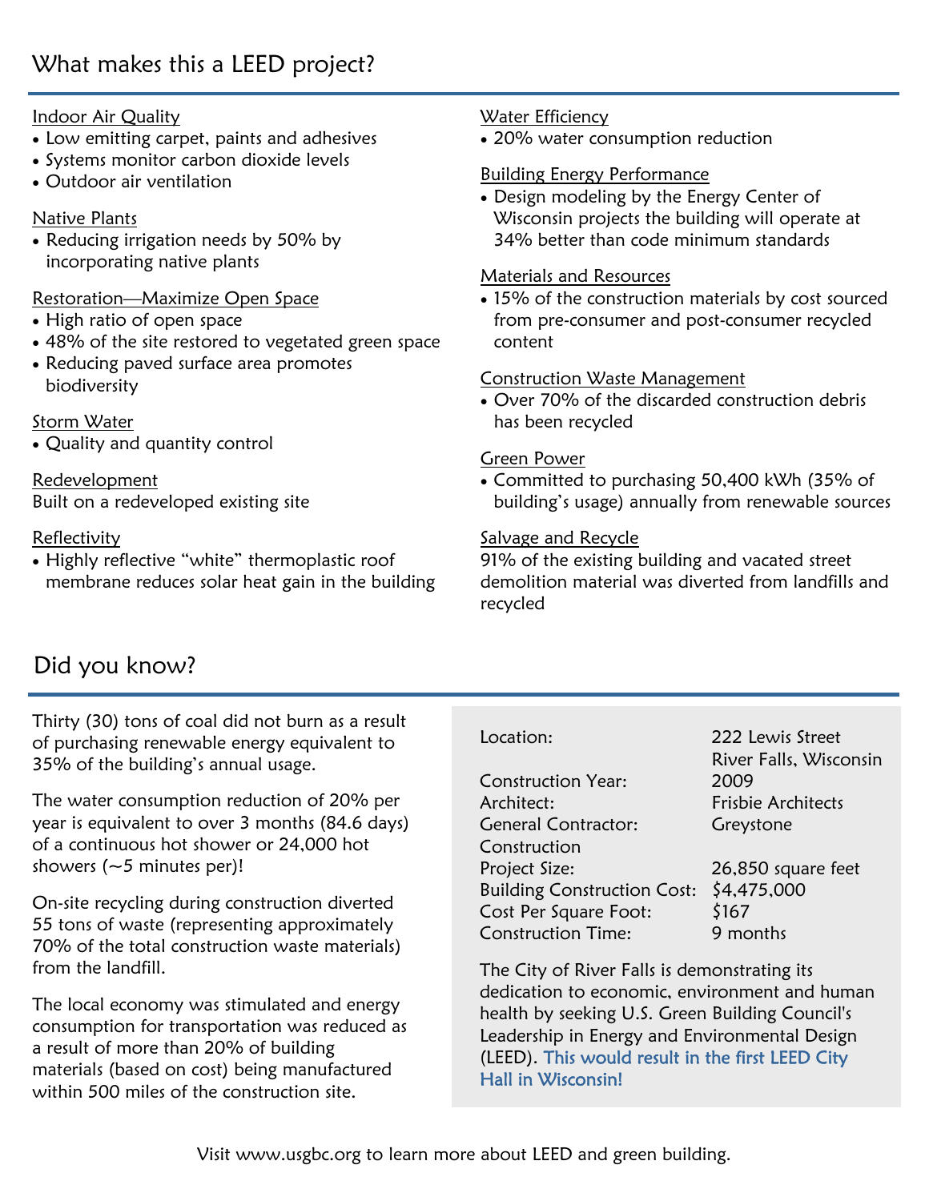## What makes this a LEED project?

Indoor Air Quality

- Low emitting carpet, paints and adhesives
- Systems monitor carbon dioxide levels
- Outdoor air ventilation

Native Plants

- Reducing irrigation needs by 50% by incorporating native plants

Restoration—Maximize Open Space

- High ratio of open space
- 48% of the site restored to vegetated green space
- Reducing paved surface area promotes biodiversity

Storm Water

- Quality and quantity control

Redevelopment

Built on a redeveloped existing site

Reflectivity

- Highly reflective "white" thermoplastic roof membrane reduces solar heat gain in the building

Water Efficiency

- 20% water consumption reduction

Building Energy Performance

- Design modeling by the Energy Center of Wisconsin projects the building will operate at 34% better than code minimum standards

Materials and Resources

- 15% of the construction materials by cost sourced from pre-consumer and post-consumer recycled content

Construction Waste Management

- Over 70% of the discarded construction debris has been recycled

Green Power

- Committed to purchasing 50,400 kWh (35% of building's usage) annually from renewable sources

Salvage and Recycle

91% of the existing building and vacated street demolition material was diverted from landfills and recycled

## Did you know?

Thirty (30) tons of coal did not burn as a result of purchasing renewable energy equivalent to 35% of the building's annual usage.

The water consumption reduction of 20% per year is equivalent to over 3 months (84.6 days) of a continuous hot shower or 24,000 hot showers (~5 minutes per)!

On-site recycling during construction diverted 55 tons of waste (representing approximately 70% of the total construction waste materials) from the landfill.

The local economy was stimulated and energy consumption for transportation was reduced as a result of more than 20% of building materials (based on cost) being manufactured within 500 miles of the construction site.

| | |
|---|---|
| Location: | 222 Lewis Street River Falls, Wisconsin |
| Construction Year: | 2009 |
| Architect: | Frisbie Architects |
| General Contractor: | Greystone Construction |
| Project Size: | 26,850 square feet |
| Building Construction Cost: | $4,475,000 |
| Cost Per Square Foot: | $167 |
| Construction Time: | 9 months |

The City of River Falls is demonstrating its dedication to economic, environment and human health by seeking U.S. Green Building Council's Leadership in Energy and Environmental Design (LEED). **This would result in the first LEED City Hall in Wisconsin!**

Visit www.usgbc.org to learn more about LEED and green building.